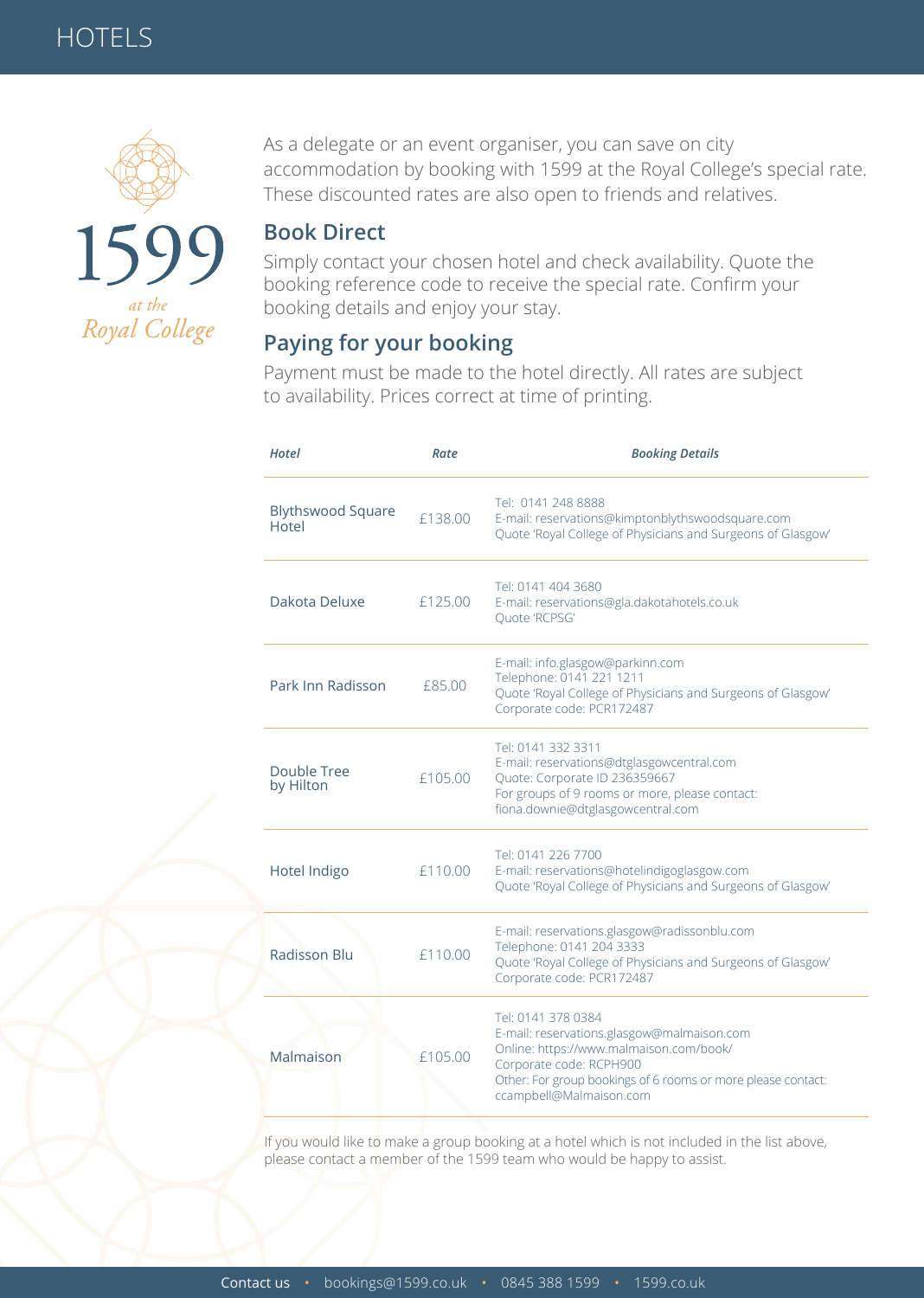# HOTELS

1599 *at the* *Royal College*

As a delegate or an event organiser, you can save on city accommodation by booking with 1599 at the Royal College's special rate. These discounted rates are also open to friends and relatives.

## Book Direct

Simply contact your chosen hotel and check availability. Quote the booking reference code to receive the special rate. Confirm your booking details and enjoy your stay.

## Paying for your booking

Payment must be made to the hotel directly. All rates are subject to availability. Prices correct at time of printing.

| ***Hotel*** | ***Rate*** | ***Booking Details*** |
|---|---|---|
| Blythswood Square Hotel | £138.00 | Tel: 0141 248 8888<br>E-mail: reservations@kimptonblythswoodsquare.com<br>Quote 'Royal College of Physicians and Surgeons of Glasgow' |
| Dakota Deluxe | £125.00 | Tel: 0141 404 3680<br>E-mail: reservations@gla.dakotahotels.co.uk<br>Quote 'RCPSG' |
| Park Inn Radisson | £85.00 | E-mail: info.glasgow@parkinn.com<br>Telephone: 0141 221 1211<br>Quote 'Royal College of Physicians and Surgeons of Glasgow'<br>Corporate code: PCR172487 |
| Double Tree by Hilton | £105.00 | Tel: 0141 332 3311<br>E-mail: reservations@dtglasgowcentral.com<br>Quote: Corporate ID 236359667<br>For groups of 9 rooms or more, please contact:<br>fiona.downie@dtglasgowcentral.com |
| Hotel Indigo | £110.00 | Tel: 0141 226 7700<br>E-mail: reservations@hotelindigoglasgow.com<br>Quote 'Royal College of Physicians and Surgeons of Glasgow' |
| Radisson Blu | £110.00 | E-mail: reservations.glasgow@radissonblu.com<br>Telephone: 0141 204 3333<br>Quote 'Royal College of Physicians and Surgeons of Glasgow'<br>Corporate code: PCR172487 |
| Malmaison | £105.00 | Tel: 0141 378 0384<br>E-mail: reservations.glasgow@malmaison.com<br>Online: https://www.malmaison.com/book/<br>Corporate code: RCPH900<br>Other: For group bookings of 6 rooms or more please contact:<br>ccampbell@Malmaison.com |

If you would like to make a group booking at a hotel which is not included in the list above, please contact a member of the 1599 team who would be happy to assist.

Contact us • bookings@1599.co.uk • 0845 388 1599 • 1599.co.uk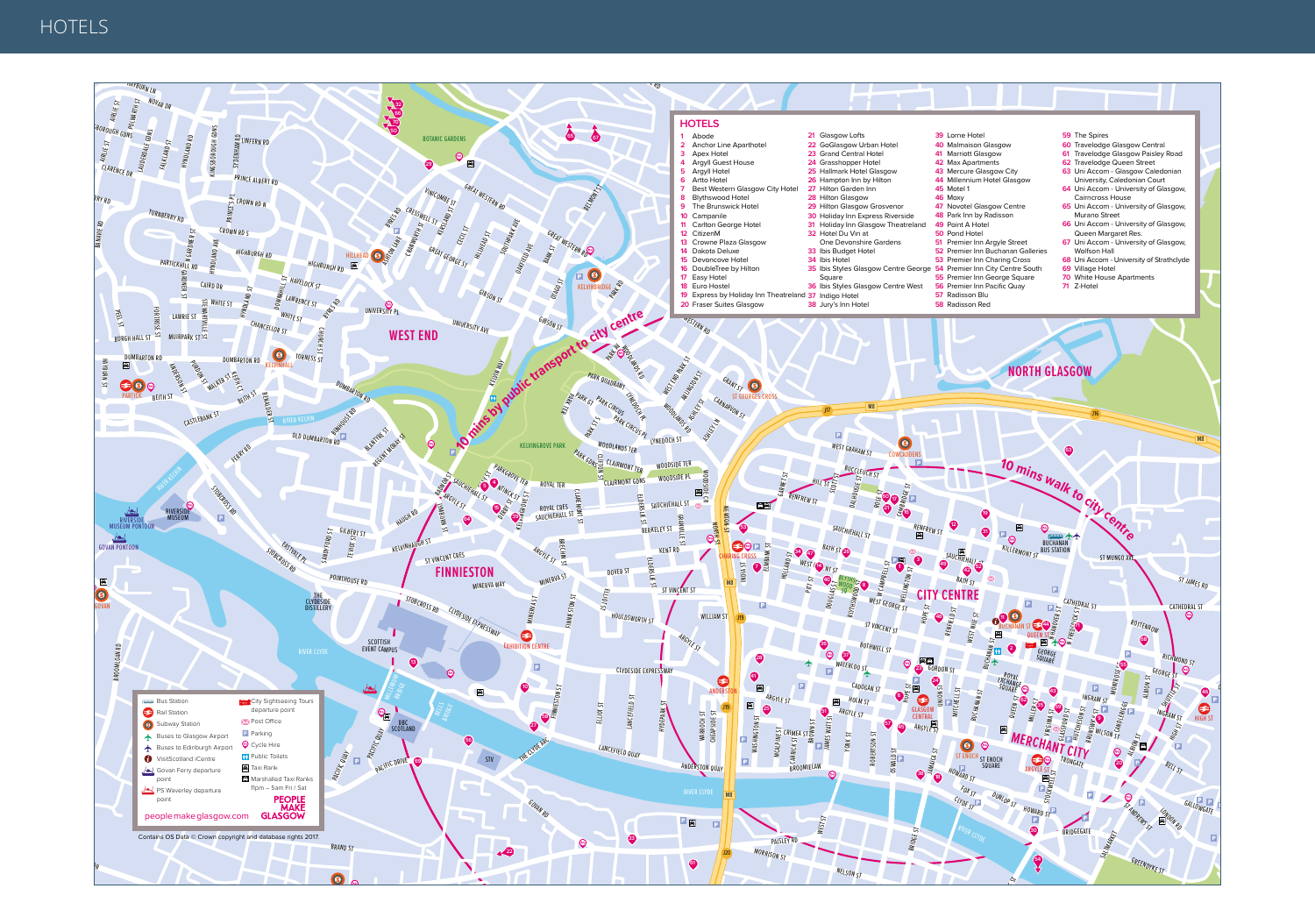# HOTELS

## HOTELS

1 Abode
2 Anchor Line Aparthotel
3 Apex Hotel
4 Argyll Guest House
5 Argyll Hotel
6 Artto Hotel
7 Best Western Glasgow City Hotel
8 Blythswood Hotel
9 The Brunswick Hotel
10 Campanile
11 Carlton George Hotel
12 CitizenM
13 Crowne Plaza Glasgow
14 Dakota Deluxe
15 Devoncove Hotel
16 DoubleTree by Hilton
17 Easy Hotel
18 Euro Hotel
19 Express by Holiday Inn Theatreland
20 Fraser Suites Glasgow
21 Glasgow Lofts
22 GoGlasgow Urban Hotel
23 Grand Central Hotel
24 Grasshopper Hotel
25 Hallmark Hotel Glasgow
26 Hampton Inn by Hilton
27 Hilton Garden Inn
28 Hilton Glasgow
29 Hilton Glasgow Grosvenor
30 Holiday Inn Express Riverside
31 Holiday Inn Glasgow Theatreland
32 Hotel Du Vin at One Devonshire Gardens
33 Ibis Budget Hotel
34 Ibis Hotel
35 Ibis Styles Glasgow Centre George Square
36 Ibis Styles Glasgow Centre West
37 Indigo Hotel
38 Jury's Inn Hotel
39 Lorne Hotel
40 Malmaison Glasgow
41 Marriott Glasgow
42 Max Apartments
43 Mercure Glasgow City
44 Millennium Hotel Glasgow
45 Motel 1
46 Moxy
47 Novotel Glasgow Centre
48 Park Inn by Radisson
49 Point A Hotel
50 Pond Hotel
51 Premier Inn Argyle Street
52 Premier Inn Buchanan Galleries
53 Premier Inn Charing Cross
54 Premier Inn City Centre South
55 Premier Inn George Square
56 Premier Inn Pacific Quay
57 Radisson Blu
58 Radisson Red
59 The Spires
60 Travelodge Glasgow Central
61 Travelodge Glasgow Paisley Road
62 Travelodge Queen Street
63 Uni Accom - Glasgow Caledonian University, Caledonian Court
64 Uni Accom - University of Glasgow, Cairncross House
65 Uni Accom - University of Glasgow, Murano Street
66 Uni Accom - University of Glasgow, Queen Margaret Res.
67 Uni Accom - University of Glasgow, Wolfson Hall
68 Uni Accom - University of Strathclyde
69 Village Hotel
70 White House Apartments
71 Z-Hotel

10 mins by public transport to city centre

10 mins walk to city centre

- Bus Station
- Rail Station
- Subway Station
- Buses to Glasgow Airport
- Buses to Edinburgh Airport
- VisitScotland iCentre
- Govan Ferry departure point
- PS Waverley departure point
- City Sightseeing Tours departure point
- Post Office
- Parking
- Cycle Hire
- Public Toilets
- Taxi Rank
- Marshalled Taxi Ranks 11pm – 5am Fri / Sat

peoplemakeglasgow.com

PEOPLE MAKE GLASGOW

Contains OS Data © Crown copyright and database rights 2017.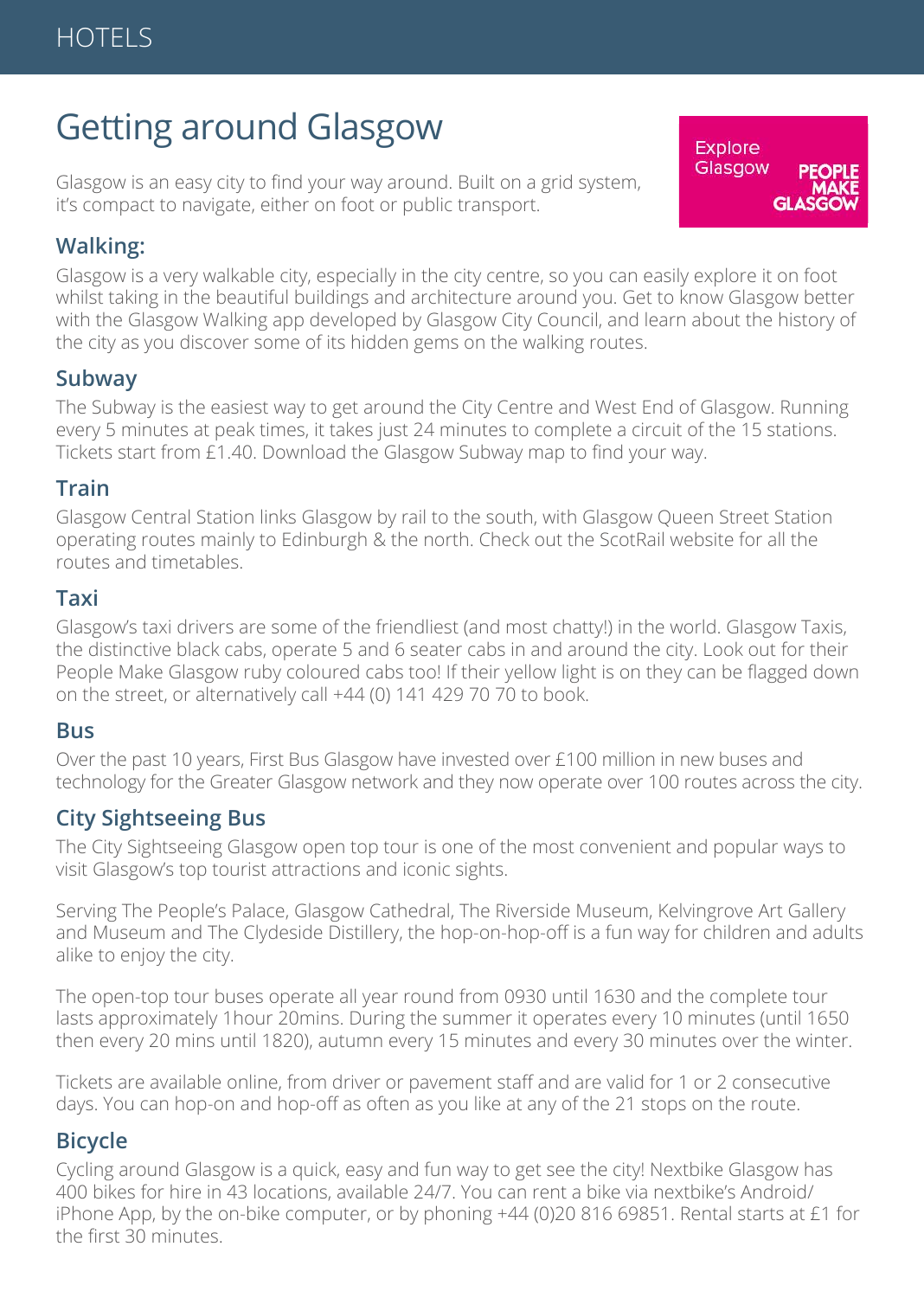# Getting around Glasgow

Explore Glasgow

PEOPLE MAKE GLASGOW

Glasgow is an easy city to find your way around. Built on a grid system, it's compact to navigate, either on foot or public transport.

## Walking:

Glasgow is a very walkable city, especially in the city centre, so you can easily explore it on foot whilst taking in the beautiful buildings and architecture around you. Get to know Glasgow better with the Glasgow Walking app developed by Glasgow City Council, and learn about the history of the city as you discover some of its hidden gems on the walking routes.

## Subway

The Subway is the easiest way to get around the City Centre and West End of Glasgow. Running every 5 minutes at peak times, it takes just 24 minutes to complete a circuit of the 15 stations. Tickets start from £1.40. Download the Glasgow Subway map to find your way.

## Train

Glasgow Central Station links Glasgow by rail to the south, with Glasgow Queen Street Station operating routes mainly to Edinburgh & the north. Check out the ScotRail website for all the routes and timetables.

## Taxi

Glasgow's taxi drivers are some of the friendliest (and most chatty!) in the world. Glasgow Taxis, the distinctive black cabs, operate 5 and 6 seater cabs in and around the city. Look out for their People Make Glasgow ruby coloured cabs too! If their yellow light is on they can be flagged down on the street, or alternatively call +44 (0) 141 429 70 70 to book.

## Bus

Over the past 10 years, First Bus Glasgow have invested over £100 million in new buses and technology for the Greater Glasgow network and they now operate over 100 routes across the city.

## City Sightseeing Bus

The City Sightseeing Glasgow open top tour is one of the most convenient and popular ways to visit Glasgow's top tourist attractions and iconic sights.

Serving The People's Palace, Glasgow Cathedral, The Riverside Museum, Kelvingrove Art Gallery and Museum and The Clydeside Distillery, the hop-on-hop-off is a fun way for children and adults alike to enjoy the city.

The open-top tour buses operate all year round from 0930 until 1630 and the complete tour lasts approximately 1hour 20mins. During the summer it operates every 10 minutes (until 1650 then every 20 mins until 1820), autumn every 15 minutes and every 30 minutes over the winter.

Tickets are available online, from driver or pavement staff and are valid for 1 or 2 consecutive days. You can hop-on and hop-off as often as you like at any of the 21 stops on the route.

## Bicycle

Cycling around Glasgow is a quick, easy and fun way to get see the city! Nextbike Glasgow has 400 bikes for hire in 43 locations, available 24/7. You can rent a bike via nextbike's Android/iPhone App, by the on-bike computer, or by phoning +44 (0)20 816 69851. Rental starts at £1 for the first 30 minutes.